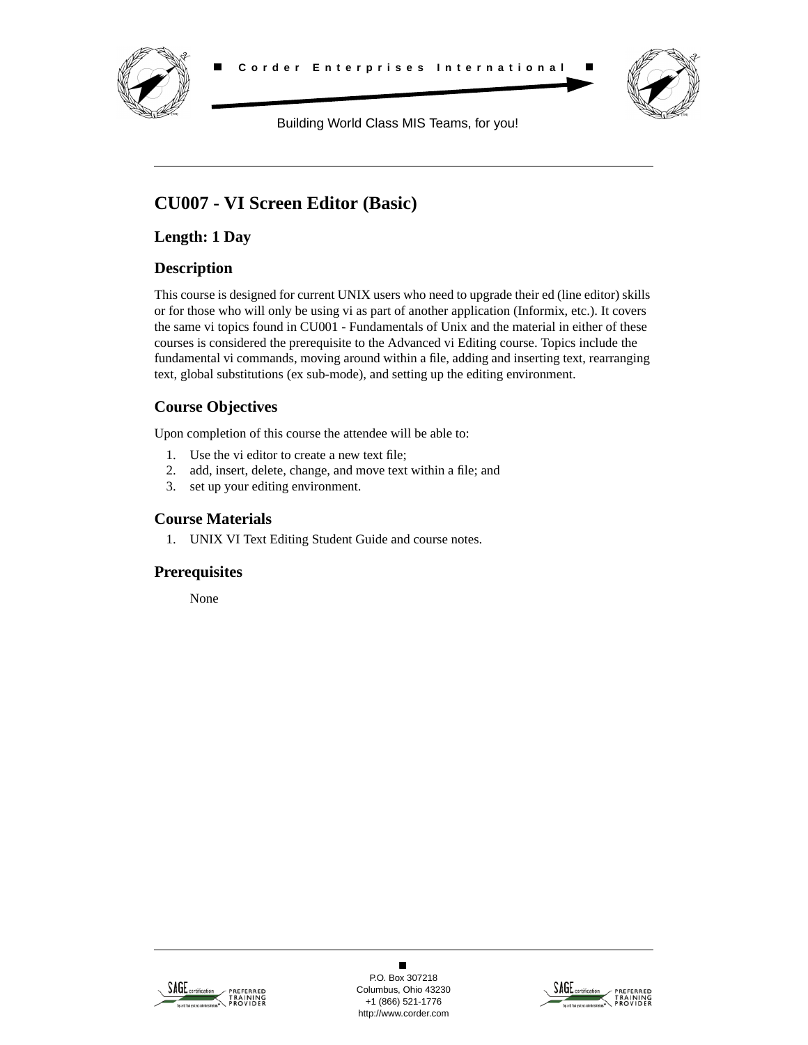Corder Enterprises International

Building World Class MIS Teams, for you!

# CU007 - VI Screen Editor (Basic)

## Length: 1 Day

## Description

This course is designed for current UNIX users who need to upgrade their ed (line editor) skills or for those who will only be using vi as part of another application (Informix, etc.). It covers the same vi topics found in CU001 - Fundamentals of Unix and the material in either of these courses is considered the prerequisite to the Advanced vi Editing course. Topics include the fundamental vi commands, moving around within a file, adding and inserting text, rearranging text, global substitutions (ex sub-mode), and setting up the editing environment.

## Course Objectives

Upon completion of this course the attendee will be able to:

1. Use the vi editor to create a new text file;
2. add, insert, delete, change, and move text within a file; and
3. set up your editing environment.

## Course Materials

1. UNIX VI Text Editing Student Guide and course notes.

## Prerequisites

None

P.O. Box 307218
Columbus, Ohio 43230
+1 (866) 521-1776
http://www.corder.com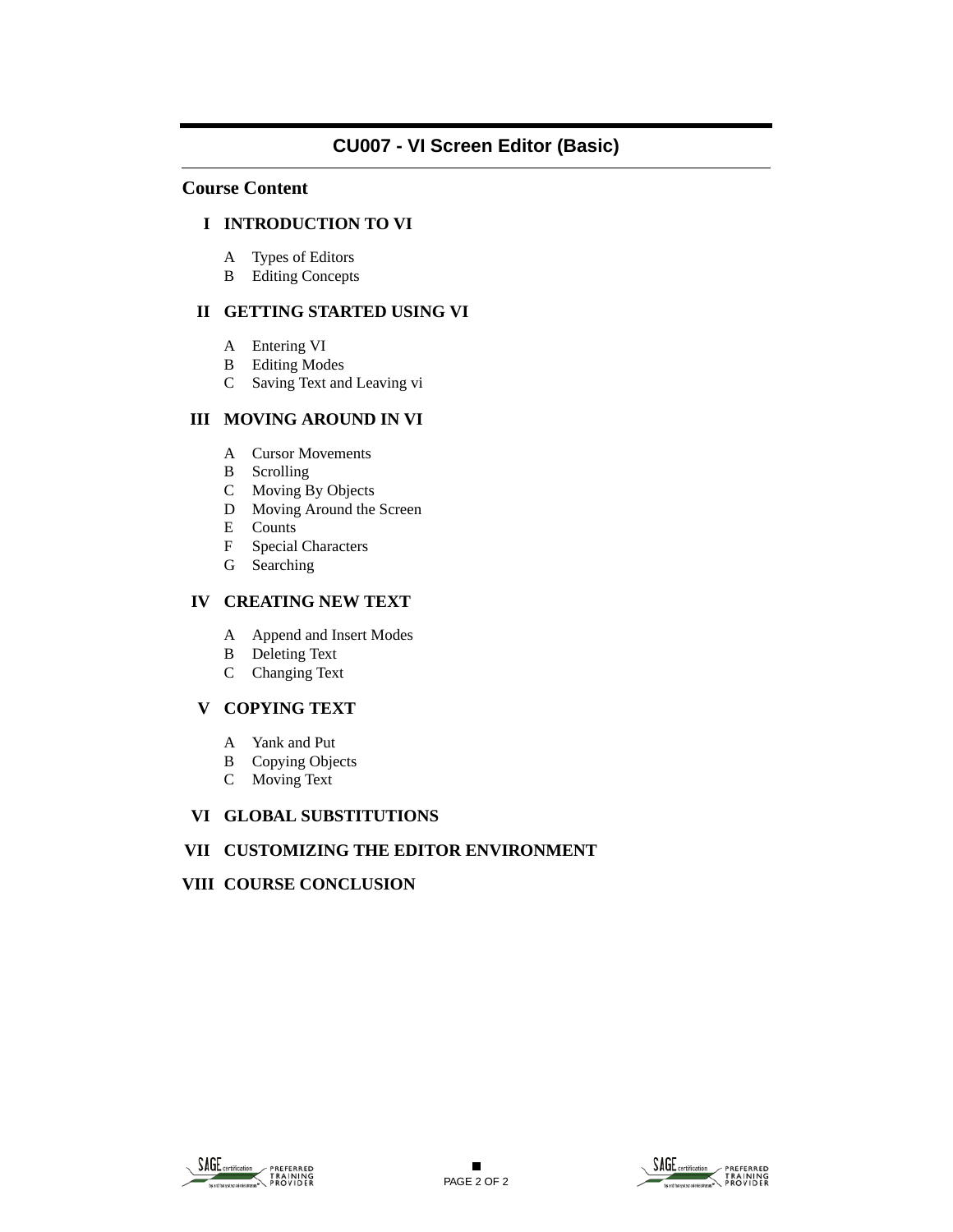# CU007 - VI Screen Editor (Basic)

## Course Content

### I INTRODUCTION TO VI

- A Types of Editors
- B Editing Concepts

### II GETTING STARTED USING VI

- A Entering VI
- B Editing Modes
- C Saving Text and Leaving vi

### III MOVING AROUND IN VI

- A Cursor Movements
- B Scrolling
- C Moving By Objects
- D Moving Around the Screen
- E Counts
- F Special Characters
- G Searching

### IV CREATING NEW TEXT

- A Append and Insert Modes
- B Deleting Text
- C Changing Text

### V COPYING TEXT

- A Yank and Put
- B Copying Objects
- C Moving Text

### VI GLOBAL SUBSTITUTIONS

### VII CUSTOMIZING THE EDITOR ENVIRONMENT

### VIII COURSE CONCLUSION